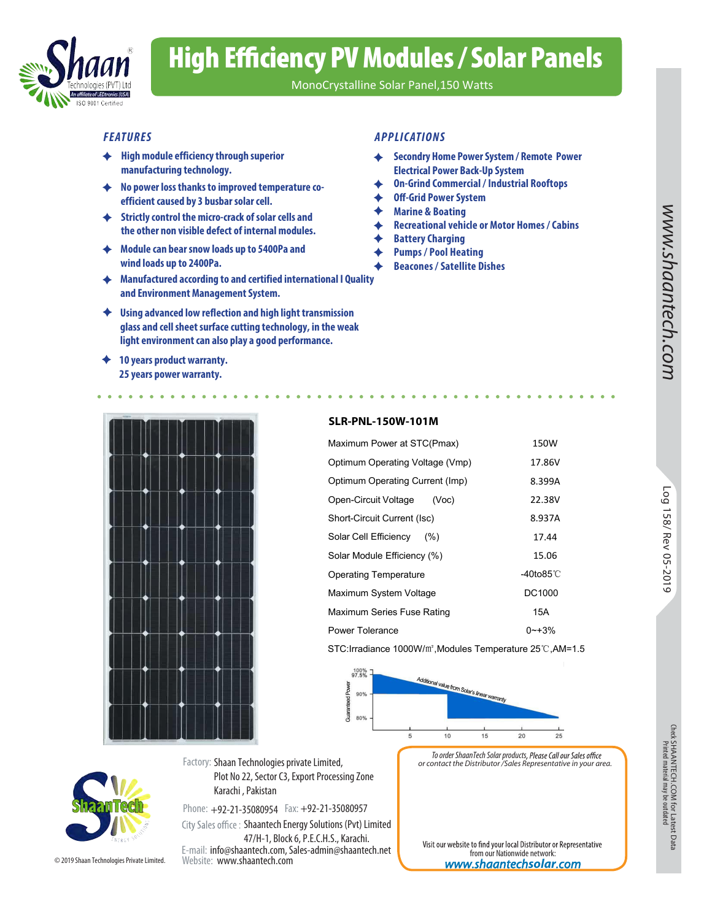# High Efficiency PV Modules / Solar Panels

MonoCrystalline Solar Panel,150 Watts

Shaan Technologies (PVT) Ltd
An affiliate of LEDtronics (USA)
ISO 9001 Certified

## FEATURES

- High module efficiency through superior manufacturing technology.
- No power loss thanks to improved temperature co-efficient caused by 3 busbar solar cell.
- Strictly control the micro-crack of solar cells and the other non visible defect of internal modules.
- Module can bear snow loads up to 5400Pa and wind loads up to 2400Pa.
- Manufactured according to and certified international l Quality and Environment Management System.
- Using advanced low reflection and high light transmission glass and cell sheet surface cutting technology, in the weak light environment can also play a good performance.
- 10 years product warranty.
  25 years power warranty.

## APPLICATIONS

- Secondry Home Power System / Remote Power Electrical Power Back-Up System
- On-Grid Commercial / Industrial Rooftops
- Off-Grid Power System
- Marine & Boating
- Recreational vehicle or Motor Homes / Cabins
- Battery Charging
- Pumps / Pool Heating
- Beacones / Satellite Dishes

## SLR-PNL-150W-101M

| Parameter | Value |
|---|---|
| Maximum Power at STC(Pmax) | 150W |
| Optimum Operating Voltage (Vmp) | 17.86V |
| Optimum Operating Current (Imp) | 8.399A |
| Open-Circuit Voltage (Voc) | 22.38V |
| Short-Circuit Current (Isc) | 8.937A |
| Solar Cell Efficiency (%) | 17.44 |
| Solar Module Efficiency (%) | 15.06 |
| Operating Temperature | -40to85℃ |
| Maximum System Voltage | DC1000 |
| Maximum Series Fuse Rating | 15A |
| Power Tolerance | 0~+3% |

STC:Irradiance 1000W/㎡,Modules Temperature 25℃,AM=1.5

Guaranteed Power: 100%, 97.5%, 90%, 80% — years 5, 10, 15, 20, 25
Additional value from Solar's linear warranty

Factory: Shaan Technologies private Limited,
Plot No 22, Sector C3, Export Processing Zone
Karachi , Pakistan

Phone: +92-21-35080954 Fax: +92-21-35080957

City Sales office : Shaantech Energy Solutions (Pvt) Limited
47/H-1, Block 6, P.E.C.H.S., Karachi.

E-mail: info@shaantech.com, Sales-admin@shaantech.net
Website: www.shaantech.com

*To order ShaanTech Solar products, Please Call our Sales office or contact the Distributor /Sales Representative in your area.*

Visit our website to find your local Distributor or Representative from our Nationwide network:
www.shaantechsolar.com

© 2019 Shaan Technologies Private Limited.

www.shaantech.com

Log 158/ Rev 05-2019

Chek SHAANTECH.COM for Latest Data
Printed material may be outdated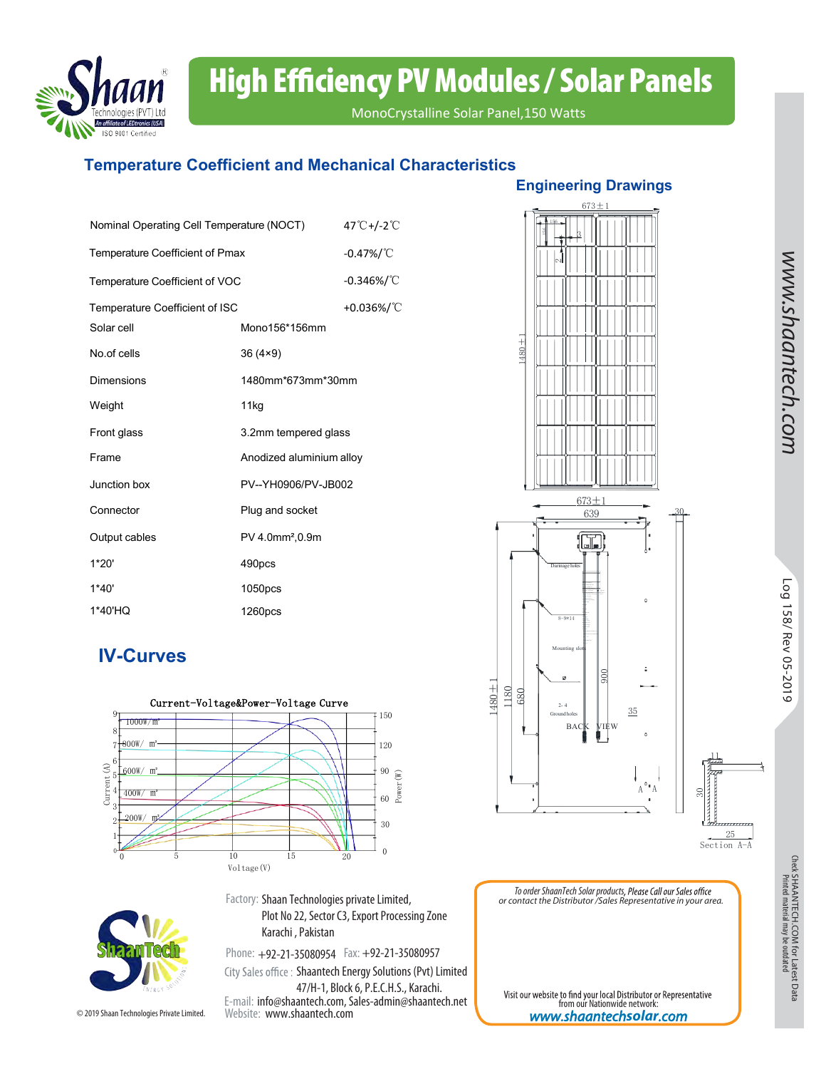# High Efficiency PV Modules / Solar Panels

MonoCrystalline Solar Panel,150 Watts

## Temperature Coefficient and Mechanical Characteristics

| | |
|---|---|
| Nominal Operating Cell Temperature (NOCT) | 47℃+/-2℃ |
| Temperature Coefficient of Pmax | -0.47%/℃ |
| Temperature Coefficient of VOC | -0.346%/℃ |
| Temperature Coefficient of ISC | +0.036%/℃ |
| Solar cell | Mono156*156mm |
| No.of cells | 36 (4×9) |
| Dimensions | 1480mm*673mm*30mm |
| Weight | 11kg |
| Front glass | 3.2mm tempered glass |
| Frame | Anodized aluminium alloy |
| Junction box | PV--YH0906/PV-JB002 |
| Connector | Plug and socket |
| Output cables | PV 4.0mm²,0.9m |
| 1*20' | 490pcs |
| 1*40' | 1050pcs |
| 1*40'HQ | 1260pcs |

## Engineering Drawings

673±1
156
3
2
1480±1
673±1
639
30
Drainage holes
8-9ø14
Mounting slots
900
2-4
Ground holes
BACK VIEW
35
1480±1
1180
680
A A
30
25
Section A-A

## IV-Curves

Current-Voltage&Power-Voltage Curve

1000W/m²
800W/ m²
600W/ m²
400W/ m²
200W/ m²

Current (A)
Power (W)
Voltage (V)

0 5 10 15 20
0 1 2 3 4 5 6 7 8 9
0 30 60 90 120 150

Factory: Shaan Technologies private Limited,
Plot No 22, Sector C3, Export Processing Zone
Karachi , Pakistan

Phone: +92-21-35080954 Fax: +92-21-35080957

City Sales office : Shaantech Energy Solutions (Pvt) Limited
47/H-1, Block 6, P.E.C.H.S., Karachi.

E-mail: info@shaantech.com, Sales-admin@shaantech.net
Website: www.shaantech.com

*To order ShaanTech Solar products, Please Call our Sales office or contact the Distributor /Sales Representative in your area.*

Visit our website to find your local Distributor or Representative from our Nationwide network:
**www.shaantechsolar.com**

© 2019 Shaan Technologies Private Limited.

www.shaantech.com

Log 158/ Rev 05-2019

Check SHAANTECH.COM for Latest Data
Printed material may be outdated